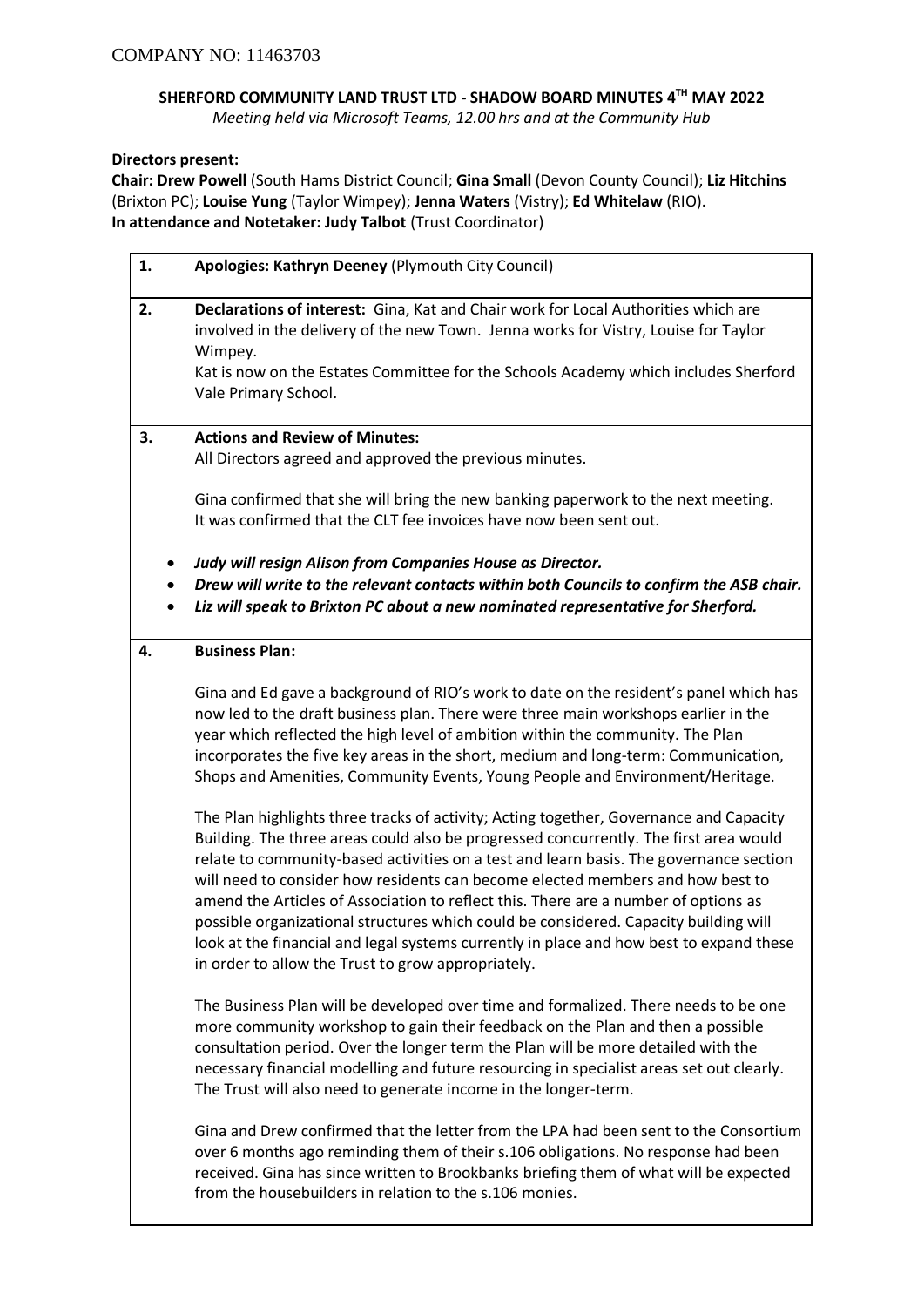COMPANY NO: 11463703

# SHERFORD COMMUNITY LAND TRUST LTD - SHADOW BOARD MINUTES 4TH MAY 2022

*Meeting held via Microsoft Teams, 12.00 hrs and at the Community Hub*

**Directors present:**

**Chair: Drew Powell** (South Hams District Council; **Gina Small** (Devon County Council); **Liz Hitchins** (Brixton PC); **Louise Yung** (Taylor Wimpey); **Jenna Waters** (Vistry); **Ed Whitelaw** (RIO).

**In attendance and Notetaker: Judy Talbot** (Trust Coordinator)

| | |
|---|---|
| **1.** | **Apologies: Kathryn Deeney** (Plymouth City Council) |
| **2.** | **Declarations of interest:** Gina, Kat and Chair work for Local Authorities which are involved in the delivery of the new Town. Jenna works for Vistry, Louise for Taylor Wimpey.<br><br>Kat is now on the Estates Committee for the Schools Academy which includes Sherford Vale Primary School. |
| **3.** | **Actions and Review of Minutes:**<br>All Directors agreed and approved the previous minutes.<br><br>Gina confirmed that she will bring the new banking paperwork to the next meeting. It was confirmed that the CLT fee invoices have now been sent out.<br><br>• ***Judy will resign Alison from Companies House as Director.***<br>• ***Drew will write to the relevant contacts within both Councils to confirm the ASB chair.***<br>• ***Liz will speak to Brixton PC about a new nominated representative for Sherford.*** |
| **4.** | **Business Plan:**<br><br>Gina and Ed gave a background of RIO's work to date on the resident's panel which has now led to the draft business plan. There were three main workshops earlier in the year which reflected the high level of ambition within the community. The Plan incorporates the five key areas in the short, medium and long-term: Communication, Shops and Amenities, Community Events, Young People and Environment/Heritage.<br><br>The Plan highlights three tracks of activity; Acting together, Governance and Capacity Building. The three areas could also be progressed concurrently. The first area would relate to community-based activities on a test and learn basis. The governance section will need to consider how residents can become elected members and how best to amend the Articles of Association to reflect this. There are a number of options as possible organizational structures which could be considered. Capacity building will look at the financial and legal systems currently in place and how best to expand these in order to allow the Trust to grow appropriately.<br><br>The Business Plan will be developed over time and formalized. There needs to be one more community workshop to gain their feedback on the Plan and then a possible consultation period. Over the longer term the Plan will be more detailed with the necessary financial modelling and future resourcing in specialist areas set out clearly. The Trust will also need to generate income in the longer-term.<br><br>Gina and Drew confirmed that the letter from the LPA had been sent to the Consortium over 6 months ago reminding them of their s.106 obligations. No response had been received. Gina has since written to Brookbanks briefing them of what will be expected from the housebuilders in relation to the s.106 monies. |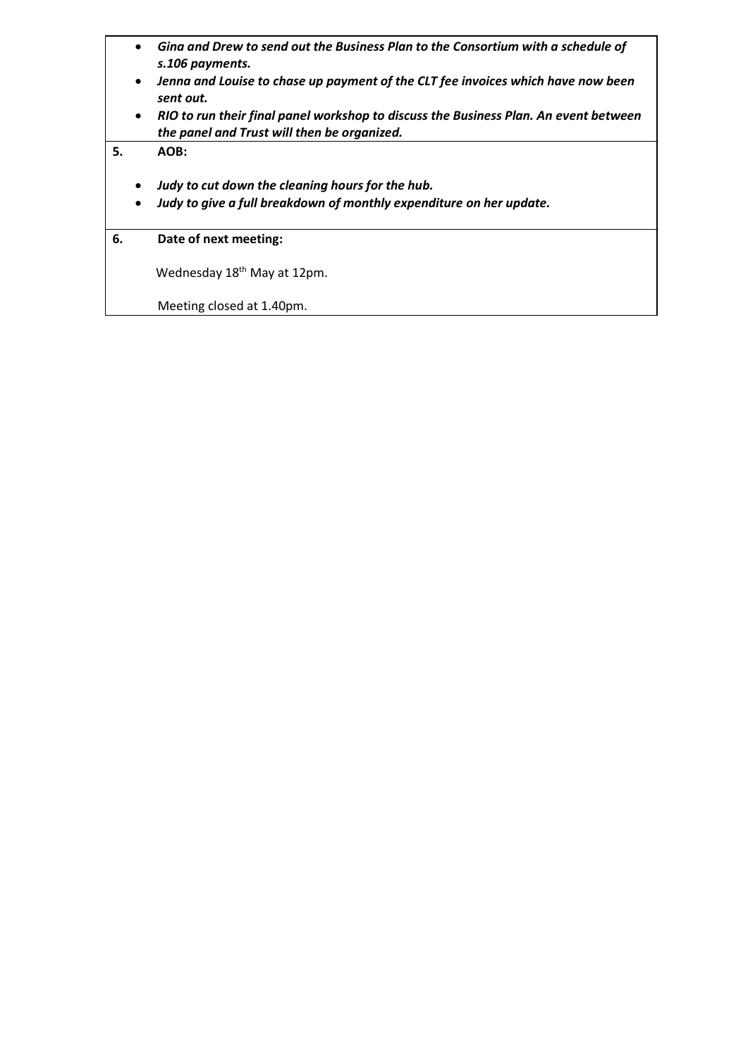- ***Gina and Drew to send out the Business Plan to the Consortium with a schedule of s.106 payments.***
- ***Jenna and Louise to chase up payment of the CLT fee invoices which have now been sent out.***
- ***RIO to run their final panel workshop to discuss the Business Plan. An event between the panel and Trust will then be organized.***

**5. AOB:**

- ***Judy to cut down the cleaning hours for the hub.***
- ***Judy to give a full breakdown of monthly expenditure on her update.***

**6. Date of next meeting:**

Wednesday 18th May at 12pm.

Meeting closed at 1.40pm.